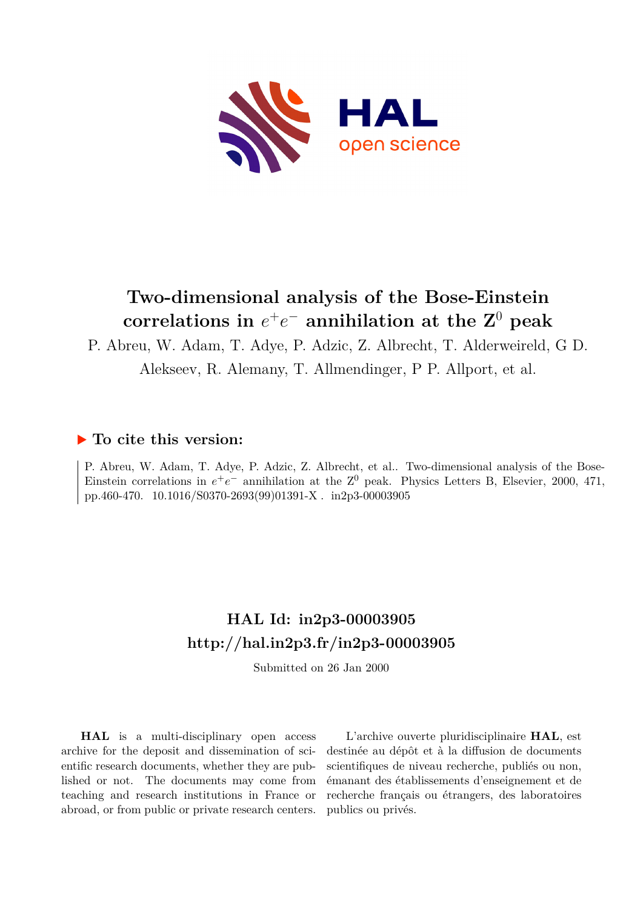# Two-dimensional analysis of the Bose-Einstein correlations in $e^+e^-$ annihilation at the $Z^0$ peak

P. Abreu, W. Adam, T. Adye, P. Adzic, Z. Albrecht, T. Alderweireld, G D. Alekseev, R. Alemany, T. Allmendinger, P P. Allport, et al.

## ▶ To cite this version:

P. Abreu, W. Adam, T. Adye, P. Adzic, Z. Albrecht, et al.. Two-dimensional analysis of the Bose-Einstein correlations in $e^+e^-$ annihilation at the $Z^0$ peak. Physics Letters B, Elsevier, 2000, 471, pp.460-470. 10.1016/S0370-2693(99)01391-X . in2p3-00003905

## HAL Id: in2p3-00003905
## http://hal.in2p3.fr/in2p3-00003905

Submitted on 26 Jan 2000

**HAL** is a multi-disciplinary open access archive for the deposit and dissemination of scientific research documents, whether they are published or not. The documents may come from teaching and research institutions in France or abroad, or from public or private research centers.

L'archive ouverte pluridisciplinaire **HAL**, est destinée au dépôt et à la diffusion de documents scientifiques de niveau recherche, publiés ou non, émanant des établissements d'enseignement et de recherche français ou étrangers, des laboratoires publics ou privés.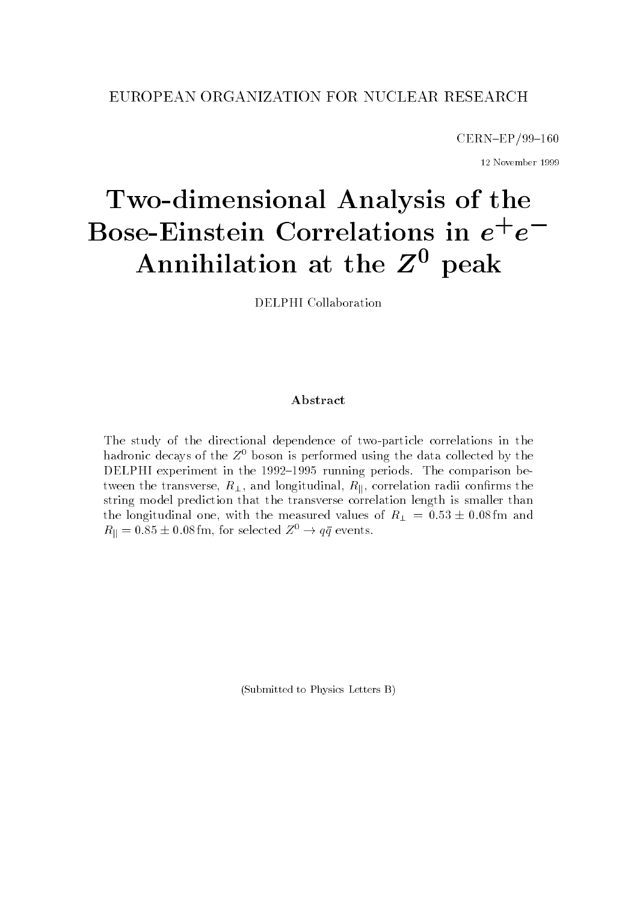EUROPEAN ORGANIZATION FOR NUCLEAR RESEARCH

CERN–EP/99–160

12 November 1999

# Two-dimensional Analysis of the Bose-Einstein Correlations in $e^+e^-$ Annihilation at the $Z^0$ peak

DELPHI Collaboration

## Abstract

The study of the directional dependence of two-particle correlations in the hadronic decays of the $Z^0$ boson is performed using the data collected by the DELPHI experiment in the 1992–1995 running periods. The comparison between the transverse, $R_\perp$, and longitudinal, $R_{||}$, correlation radii confirms the string model prediction that the transverse correlation length is smaller than the longitudinal one, with the measured values of $R_\perp = 0.53 \pm 0.08\,\text{fm}$ and $R_{||} = 0.85 \pm 0.08\,\text{fm}$, for selected $Z^0 \to q\bar{q}$ events.

(Submitted to Physics Letters B)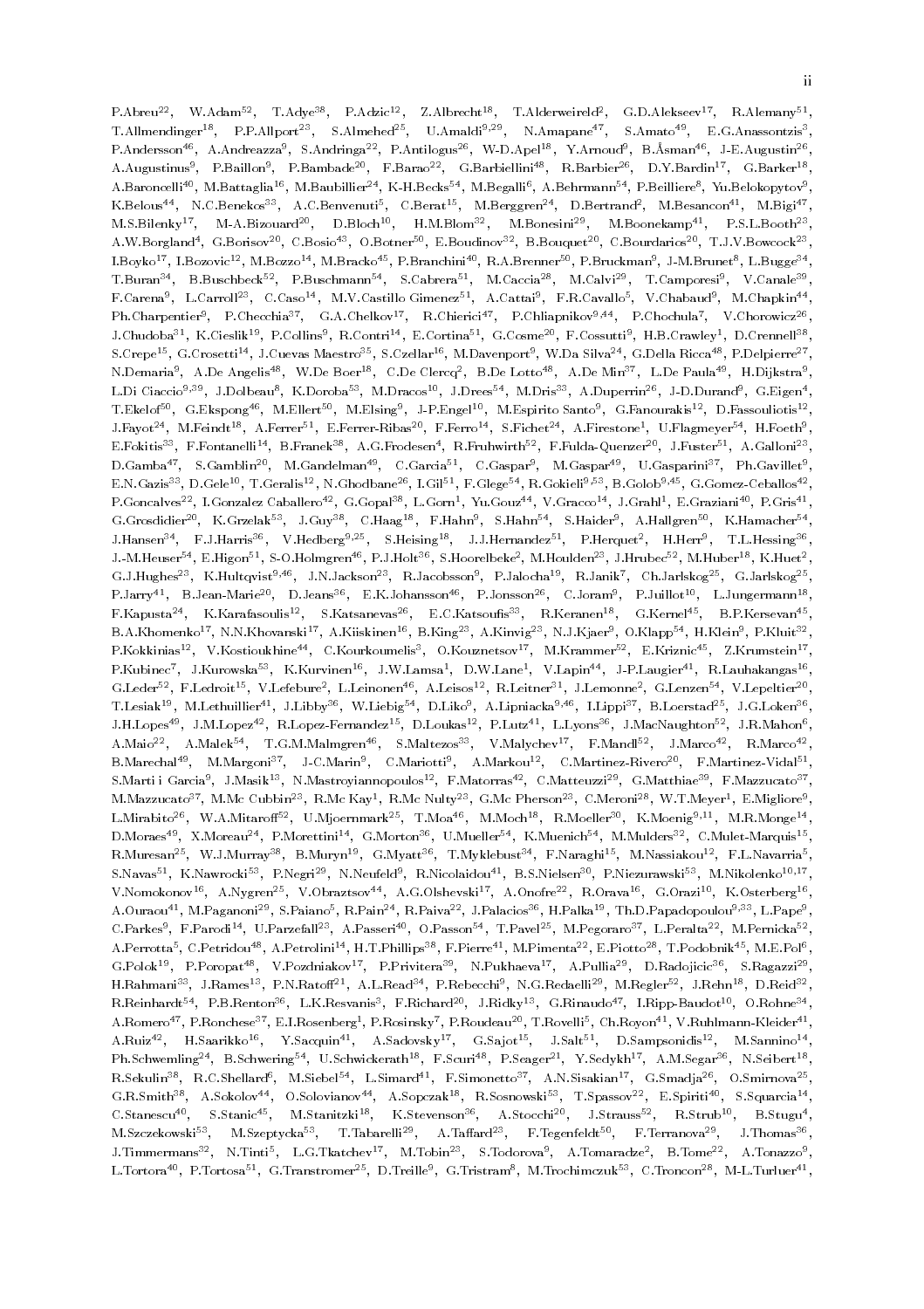P.Abreu[22], W.Adam[52], T.Adye[38], P.Adzic[12], Z.Albrecht[18], T.Alderweireld[2], G.D.Alekseev[17], R.Alemany[51], T.Allmendinger[18], P.P.Allport[23], S.Almehed[25], U.Amaldi[9,29], N.Amapane[47], S.Amato[49], E.G.Anassontzis[3], P.Andersson[46], A.Andreazza[9], S.Andringa[22], P.Antilogus[26], W-D.Apel[18], Y.Arnoud[9], B.Åsman[46], J-E.Augustin[26], A.Augustinus[9], P.Baillon[9], P.Bambade[20], F.Barao[22], G.Barbiellini[48], R.Barbier[26], D.Y.Bardin[17], G.Barker[18], A.Baroncelli[40], M.Battaglia[16], M.Baubillier[24], K-H.Becks[54], M.Begalli[6], A.Behrmann[54], P.Beilliere[8], Yu.Belokopytov[9], K.Belous[44], N.C.Benekos[33], A.C.Benvenuti[5], C.Berat[15], M.Berggren[24], D.Bertrand[2], M.Besancon[41], M.Bigi[47], M.S.Bilenky[17], M-A.Bizouard[20], D.Bloch[10], H.M.Blom[32], M.Bonesini[29], M.Boonekamp[41], P.S.L.Booth[23], A.W.Borgland[4], G.Borisov[20], C.Bosio[43], O.Botner[50], E.Boudinov[32], B.Bouquet[20], C.Bourdarios[20], T.J.V.Bowcock[23], I.Boyko[17], I.Bozovic[12], M.Bozzo[14], M.Bracko[45], P.Branchini[40], R.A.Brenner[50], P.Bruckman[9], J-M.Brunet[8], L.Bugge[34], T.Buran[34], B.Buschbeck[52], P.Buschmann[54], S.Cabrera[51], M.Caccia[28], M.Calvi[29], T.Camporesi[9], V.Canale[39], F.Carena[9], L.Carroll[23], C.Caso[14], M.V.Castillo Gimenez[51], A.Cattai[9], F.R.Cavallo[5], V.Chabaud[9], M.Chapkin[44], Ph.Charpentier[9], P.Checchia[37], G.A.Chelkov[17], R.Chierici[47], P.Chliapnikov[9,44], P.Chochula[7], V.Chorowicz[26], J.Chudoba[31], K.Cieslik[19], P.Collins[9], R.Contri[14], E.Cortina[51], G.Cosme[20], F.Cossutti[9], H.B.Crawley[1], D.Crennell[38], S.Crepe[15], G.Crosetti[14], J.Cuevas Maestro[35], S.Czellar[16], M.Davenport[9], W.Da Silva[24], G.Della Ricca[48], P.Delpierre[27], N.Demaria[9], A.De Angelis[48], W.De Boer[18], C.De Clercq[2], B.De Lotto[48], A.De Min[37], L.De Paula[49], H.Dijkstra[9], L.Di Ciaccio[9,39], J.Dolbeau[8], K.Doroba[53], M.Dracos[10], J.Drees[54], M.Dris[33], A.Duperrin[26], J-D.Durand[9], G.Eigen[4], T.Ekelof[50], G.Ekspong[46], M.Ellert[50], M.Elsing[9], J-P.Engel[10], M.Espirito Santo[9], G.Fanourakis[12], D.Fassouliotis[12], J.Fayot[24], M.Feindt[18], A.Ferrer[51], E.Ferrer-Ribas[20], F.Ferro[14], S.Fichet[24], A.Firestone[1], U.Flagmeyer[54], H.Foeth[9], E.Fokitis[33], F.Fontanelli[14], B.Franek[38], A.G.Frodesen[4], R.Fruhwirth[52], F.Fulda-Quenzer[20], J.Fuster[51], A.Galloni[23], D.Gamba[47], S.Gamblin[20], M.Gandelman[49], C.Garcia[51], C.Gaspar[9], M.Gaspar[49], U.Gasparini[37], Ph.Gavillet[9], E.N.Gazis[33], D.Gele[10], T.Geralis[12], N.Ghodbane[26], I.Gil[51], F.Glege[54], R.Gokieli[9,53], B.Golob[9,45], G.Gomez-Ceballos[42], P.Goncalves[22], I.Gonzalez Caballero[42], G.Gopal[38], L.Gorn[1], Yu.Gouz[44], V.Gracco[14], J.Grahl[1], E.Graziani[40], P.Gris[41], G.Grosdidier[20], K.Grzelak[53], J.Guy[38], C.Haag[18], F.Hahn[9], S.Hahn[54], S.Haider[9], A.Hallgren[50], K.Hamacher[54], J.Hansen[34], F.J.Harris[36], V.Hedberg[9,25], S.Heising[18], J.J.Hernandez[51], P.Herquet[2], H.Herr[9], T.L.Hessing[36], J.-M.Heuser[54], E.Higon[51], S-O.Holmgren[46], P.J.Holt[36], S.Hoorelbeke[2], M.Houlden[23], J.Hrubec[52], M.Huber[18], K.Huet[2], G.J.Hughes[23], K.Hultqvist[9,46], J.N.Jackson[23], R.Jacobsson[9], P.Jalocha[19], R.Janik[7], Ch.Jarlskog[25], G.Jarlskog[25], P.Jarry[41], B.Jean-Marie[20], D.Jeans[36], E.K.Johansson[46], P.Jonsson[26], C.Joram[9], P.Juillot[10], L.Jungermann[18], F.Kapusta[24], K.Karafasoulis[12], S.Katsanevas[26], E.C.Katsoufis[33], R.Keranen[18], G.Kernel[45], B.P.Kersevan[45], B.A.Khomenko[17], N.N.Khovanski[17], A.Kiiskinen[16], B.King[23], A.Kinvig[23], N.J.Kjaer[9], O.Klapp[54], H.Klein[9], P.Kluit[32], P.Kokkinias[12], V.Kostioukhine[44], C.Kourkoumelis[3], O.Kouznetsov[17], M.Krammer[52], E.Kriznic[45], Z.Krumstein[17], P.Kubinec[7], J.Kurowska[53], K.Kurvinen[16], J.W.Lamsa[1], D.W.Lane[1], V.Lapin[44], J-P.Laugier[41], R.Lauhakangas[16], G.Leder[52], F.Ledroit[15], V.Lefebure[2], L.Leinonen[46], A.Leisos[12], R.Leitner[31], J.Lemonne[2], G.Lenzen[54], V.Lepeltier[20], T.Lesiak[19], M.Lethuillier[41], J.Libby[36], W.Liebig[54], D.Liko[9], A.Lipniacka[9,46], I.Lippi[37], B.Loerstad[25], J.G.Loken[36], J.H.Lopes[49], J.M.Lopez[42], R.Lopez-Fernandez[15], D.Loukas[12], P.Lutz[41], L.Lyons[36], J.MacNaughton[52], J.R.Mahon[6], A.Maio[22], A.Malek[54], T.G.M.Malmgren[46], S.Maltezos[33], V.Malychev[17], F.Mandl[52], J.Marco[42], R.Marco[42], B.Marechal[49], M.Margoni[37], J-C.Marin[9], C.Mariotti[9], A.Markou[12], C.Martinez-Rivero[20], F.Martinez-Vidal[51], S.Marti i Garcia[9], J.Masik[13], N.Mastroyiannopoulos[12], F.Matorras[42], C.Matteuzzi[29], G.Matthiae[39], F.Mazzucato[37], M.Mazzucato[37], M.Mc Cubbin[23], R.Mc Kay[1], R.Mc Nulty[23], G.Mc Pherson[23], C.Meroni[28], W.T.Meyer[1], E.Migliore[9], L.Mirabito[26], W.A.Mitaroff[52], U.Mjoernmark[25], T.Moa[46], M.Moch[18], R.Moeller[30], K.Moenig[9,11], M.R.Monge[14], D.Moraes[49], X.Moreau[24], P.Morettini[14], G.Morton[36], U.Mueller[54], K.Muenich[54], M.Mulders[32], C.Mulet-Marquis[15], R.Muresan[25], W.J.Murray[38], B.Muryn[19], G.Myatt[36], T.Myklebust[34], F.Naraghi[15], M.Nassiakou[12], F.L.Navarria[5], S.Navas[51], K.Nawrocki[53], P.Negri[29], N.Neufeld[9], R.Nicolaidou[41], B.S.Nielsen[30], P.Niezurawski[53], M.Nikolenko[10,17], V.Nomokonov[16], A.Nygren[25], V.Obraztsov[44], A.G.Olshevski[17], A.Onofre[22], R.Orava[16], G.Orazi[10], K.Osterberg[16], A.Ouraou[41], M.Paganoni[29], S.Paiano[5], R.Pain[24], R.Paiva[22], J.Palacios[36], H.Palka[19], Th.D.Papadopoulou[9,33], L.Pape[9], C.Parkes[9], F.Parodi[14], U.Parzefall[23], A.Passeri[40], O.Passon[54], T.Pavel[25], M.Pegoraro[37], L.Peralta[22], M.Pernicka[52], A.Perrotta[5], C.Petridou[48], A.Petrolini[14], H.T.Phillips[38], F.Pierre[41], M.Pimenta[22], E.Piotto[28], T.Podobnik[45], M.E.Pol[6], G.Polok[19], P.Poropat[48], V.Pozdniakov[17], P.Privitera[39], N.Pukhaeva[17], A.Pullia[29], D.Radojicic[36], S.Ragazzi[29], H.Rahmani[33], J.Rames[13], P.N.Ratoff[21], A.L.Read[34], P.Rebecchi[9], N.G.Redaelli[29], M.Regler[52], J.Rehn[18], D.Reid[32], R.Reinhardt[54], P.B.Renton[36], L.K.Resvanis[3], F.Richard[20], J.Ridky[13], G.Rinaudo[47], I.Ripp-Baudot[10], O.Rohne[34], A.Romero[47], P.Ronchese[37], E.I.Rosenberg[1], P.Rosinsky[7], P.Roudeau[20], T.Rovelli[5], Ch.Royon[41], V.Ruhlmann-Kleider[41], A.Ruiz[42], H.Saarikko[16], Y.Sacquin[41], A.Sadovsky[17], G.Sajot[15], J.Salt[51], D.Sampsonidis[12], M.Sannino[14], Ph.Schwemling[24], B.Schwering[54], U.Schwickerath[18], F.Scuri[48], P.Seager[21], Y.Sedykh[17], A.M.Segar[36], N.Seibert[18], R.Sekulin[38], R.C.Shellard[6], M.Siebel[54], L.Simard[41], F.Simonetto[37], A.N.Sisakian[17], G.Smadja[26], O.Smirnova[25], G.R.Smith[38], A.Sokolov[44], O.Solovianov[44], A.Sopczak[18], R.Sosnowski[53], T.Spassov[22], E.Spiriti[40], S.Squarcia[14], C.Stanescu[40], S.Stanic[45], M.Stanitzki[18], K.Stevenson[36], A.Stocchi[20], J.Strauss[52], R.Strub[10], B.Stugu[4], M.Szczekowski[53], M.Szeptycka[53], T.Tabarelli[29], A.Taffard[23], F.Tegenfeldt[50], F.Terranova[29], J.Thomas[36], J.Timmermans[32], N.Tinti[5], L.G.Tkatchev[17], M.Tobin[23], S.Todorova[9], A.Tomaradze[2], B.Tome[22], A.Tonazzo[9], L.Tortora[40], P.Tortosa[51], G.Transtromer[25], D.Treille[9], G.Tristram[8], M.Trochimczuk[53], C.Troncon[28], M-L.Turluer[41],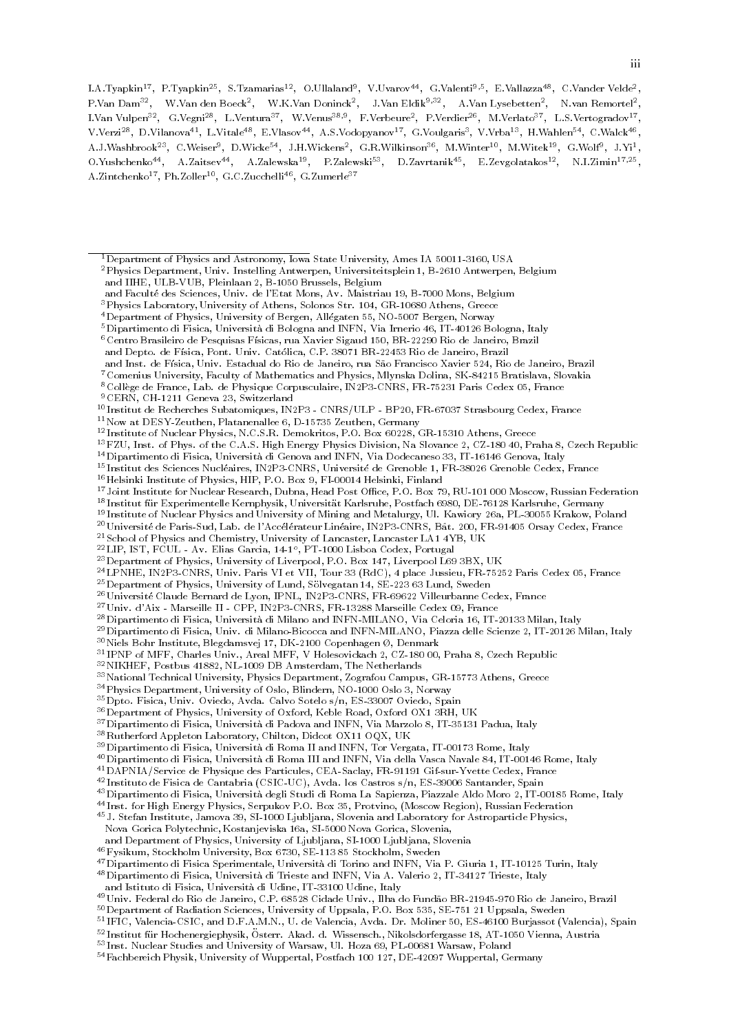I.A.Tyapkin[17], P.Tyapkin[25], S.Tzamarias[12], O.Ullaland[9], V.Uvarov[44], G.Valenti[9,5], E.Vallazza[48], C.Vander Velde[2], P.Van Dam[32], W.Van den Boeck[2], W.K.Van Doninck[2], J.Van Eldik[9,32], A.Van Lysebetten[2], N.van Remortel[2], I.Van Vulpen[32], G.Vegni[28], L.Ventura[37], W.Venus[38,9], F.Verbeure[2], P.Verdier[26], M.Verlato[37], L.S.Vertogradov[17], V.Verzi[28], D.Vilanova[41], L.Vitale[48], E.Vlasov[44], A.S.Vodopyanov[17], G.Voulgaris[3], V.Vrba[13], H.Wahlen[54], C.Walck[46], A.J.Washbrook[23], C.Weiser[9], D.Wicke[54], J.H.Wickens[2], G.R.Wilkinson[36], M.Winter[10], M.Witek[19], G.Wolf[9], J.Yi[1], O.Yushchenko[44], A.Zaitsev[44], A.Zalewska[19], P.Zalewski[53], D.Zavrtanik[45], E.Zevgolatakos[12], N.I.Zimin[17,25], A.Zintchenko[17], Ph.Zoller[10], G.C.Zucchelli[46], G.Zumerle[37]

---

[1] Department of Physics and Astronomy, Iowa State University, Ames IA 50011-3160, USA
[2] Physics Department, Univ. Instelling Antwerpen, Universiteitsplein 1, B-2610 Antwerpen, Belgium
and IIHE, ULB-VUB, Pleinlaan 2, B-1050 Brussels, Belgium
and Faculté des Sciences, Univ. de l'Etat Mons, Av. Maistriau 19, B-7000 Mons, Belgium
[3] Physics Laboratory, University of Athens, Solonos Str. 104, GR-10680 Athens, Greece
[4] Department of Physics, University of Bergen, Allégaten 55, NO-5007 Bergen, Norway
[5] Dipartimento di Fisica, Università di Bologna and INFN, Via Irnerio 46, IT-40126 Bologna, Italy
[6] Centro Brasileiro de Pesquisas Físicas, rua Xavier Sigaud 150, BR-22290 Rio de Janeiro, Brazil
and Depto. de Física, Pont. Univ. Católica, C.P. 38071 BR-22453 Rio de Janeiro, Brazil
and Inst. de Física, Univ. Estadual do Rio de Janeiro, rua São Francisco Xavier 524, Rio de Janeiro, Brazil
[7] Comenius University, Faculty of Mathematics and Physics, Mlynska Dolina, SK-84215 Bratislava, Slovakia
[8] Collège de France, Lab. de Physique Corpusculaire, IN2P3-CNRS, FR-75231 Paris Cedex 05, France
[9] CERN, CH-1211 Geneva 23, Switzerland
[10] Institut de Recherches Subatomiques, IN2P3 - CNRS/ULP - BP20, FR-67037 Strasbourg Cedex, France
[11] Now at DESY-Zeuthen, Platanenallee 6, D-15735 Zeuthen, Germany
[12] Institute of Nuclear Physics, N.C.S.R. Demokritos, P.O. Box 60228, GR-15310 Athens, Greece
[13] FZU, Inst. of Phys. of the C.A.S. High Energy Physics Division, Na Slovance 2, CZ-180 40, Praha 8, Czech Republic
[14] Dipartimento di Fisica, Università di Genova and INFN, Via Dodecaneso 33, IT-16146 Genova, Italy
[15] Institut des Sciences Nucléaires, IN2P3-CNRS, Université de Grenoble 1, FR-38026 Grenoble Cedex, France
[16] Helsinki Institute of Physics, HIP, P.O. Box 9, FI-00014 Helsinki, Finland
[17] Joint Institute for Nuclear Research, Dubna, Head Post Office, P.O. Box 79, RU-101 000 Moscow, Russian Federation
[18] Institut für Experimentelle Kernphysik, Universität Karlsruhe, Postfach 6980, DE-76128 Karlsruhe, Germany
[19] Institute of Nuclear Physics and University of Mining and Metalurgy, Ul. Kawiory 26a, PL-30055 Krakow, Poland
[20] Université de Paris-Sud, Lab. de l'Accélérateur Linéaire, IN2P3-CNRS, Bât. 200, FR-91405 Orsay Cedex, France
[21] School of Physics and Chemistry, University of Lancaster, Lancaster LA1 4YB, UK
[22] LIP, IST, FCUL - Av. Elias Garcia, 14-1°, PT-1000 Lisboa Codex, Portugal
[23] Department of Physics, University of Liverpool, P.O. Box 147, Liverpool L69 3BX, UK
[24] LPNHE, IN2P3-CNRS, Univ. Paris VI et VII, Tour 33 (RdC), 4 place Jussieu, FR-75252 Paris Cedex 05, France
[25] Department of Physics, University of Lund, Sölvegatan 14, SE-223 63 Lund, Sweden
[26] Université Claude Bernard de Lyon, IPNL, IN2P3-CNRS, FR-69622 Villeurbanne Cedex, France
[27] Univ. d'Aix - Marseille II - CPP, IN2P3-CNRS, FR-13288 Marseille Cedex 09, France
[28] Dipartimento di Fisica, Università di Milano and INFN-MILANO, Via Celoria 16, IT-20133 Milan, Italy
[29] Dipartimento di Fisica, Univ. di Milano-Bicocca and INFN-MILANO, Piazza delle Scienze 2, IT-20126 Milan, Italy
[30] Niels Bohr Institute, Blegdamsvej 17, DK-2100 Copenhagen Ø, Denmark
[31] IPNP of MFF, Charles Univ., Areal MFF, V Holesovickach 2, CZ-180 00, Praha 8, Czech Republic
[32] NIKHEF, Postbus 41882, NL-1009 DB Amsterdam, The Netherlands
[33] National Technical University, Physics Department, Zografou Campus, GR-15773 Athens, Greece
[34] Physics Department, University of Oslo, Blindern, NO-1000 Oslo 3, Norway
[35] Dpto. Fisica, Univ. Oviedo, Avda. Calvo Sotelo s/n, ES-33007 Oviedo, Spain
[36] Department of Physics, University of Oxford, Keble Road, Oxford OX1 3RH, UK
[37] Dipartimento di Fisica, Università di Padova and INFN, Via Marzolo 8, IT-35131 Padua, Italy
[38] Rutherford Appleton Laboratory, Chilton, Didcot OX11 OQX, UK
[39] Dipartimento di Fisica, Università di Roma II and INFN, Tor Vergata, IT-00173 Rome, Italy
[40] Dipartimento di Fisica, Università di Roma III and INFN, Via della Vasca Navale 84, IT-00146 Rome, Italy
[41] DAPNIA/Service de Physique des Particules, CEA-Saclay, FR-91191 Gif-sur-Yvette Cedex, France
[42] Instituto de Fisica de Cantabria (CSIC-UC), Avda. los Castros s/n, ES-39006 Santander, Spain
[43] Dipartimento di Fisica, Università degli Studi di Roma La Sapienza, Piazzale Aldo Moro 2, IT-00185 Rome, Italy
[44] Inst. for High Energy Physics, Serpukov P.O. Box 35, Protvino, (Moscow Region), Russian Federation
[45] J. Stefan Institute, Jamova 39, SI-1000 Ljubljana, Slovenia and Laboratory for Astroparticle Physics,
Nova Gorica Polytechnic, Kostanjeviska 16a, SI-5000 Nova Gorica, Slovenia,
and Department of Physics, University of Ljubljana, SI-1000 Ljubljana, Slovenia
[46] Fysikum, Stockholm University, Box 6730, SE-113 85 Stockholm, Sweden
[47] Dipartimento di Fisica Sperimentale, Università di Torino and INFN, Via P. Giuria 1, IT-10125 Turin, Italy
[48] Dipartimento di Fisica, Università di Trieste and INFN, Via A. Valerio 2, IT-34127 Trieste, Italy
and Istituto di Fisica, Università di Udine, IT-33100 Udine, Italy
[49] Univ. Federal do Rio de Janeiro, C.P. 68528 Cidade Univ., Ilha do Fundão BR-21945-970 Rio de Janeiro, Brazil
[50] Department of Radiation Sciences, University of Uppsala, P.O. Box 535, SE-751 21 Uppsala, Sweden
[51] IFIC, Valencia-CSIC, and D.F.A.M.N., U. de Valencia, Avda. Dr. Moliner 50, ES-46100 Burjassot (Valencia), Spain
[52] Institut für Hochenergiephysik, Österr. Akad. d. Wissensch., Nikolsdorfergasse 18, AT-1050 Vienna, Austria
[53] Inst. Nuclear Studies and University of Warsaw, Ul. Hoza 69, PL-00681 Warsaw, Poland
[54] Fachbereich Physik, University of Wuppertal, Postfach 100 127, DE-42097 Wuppertal, Germany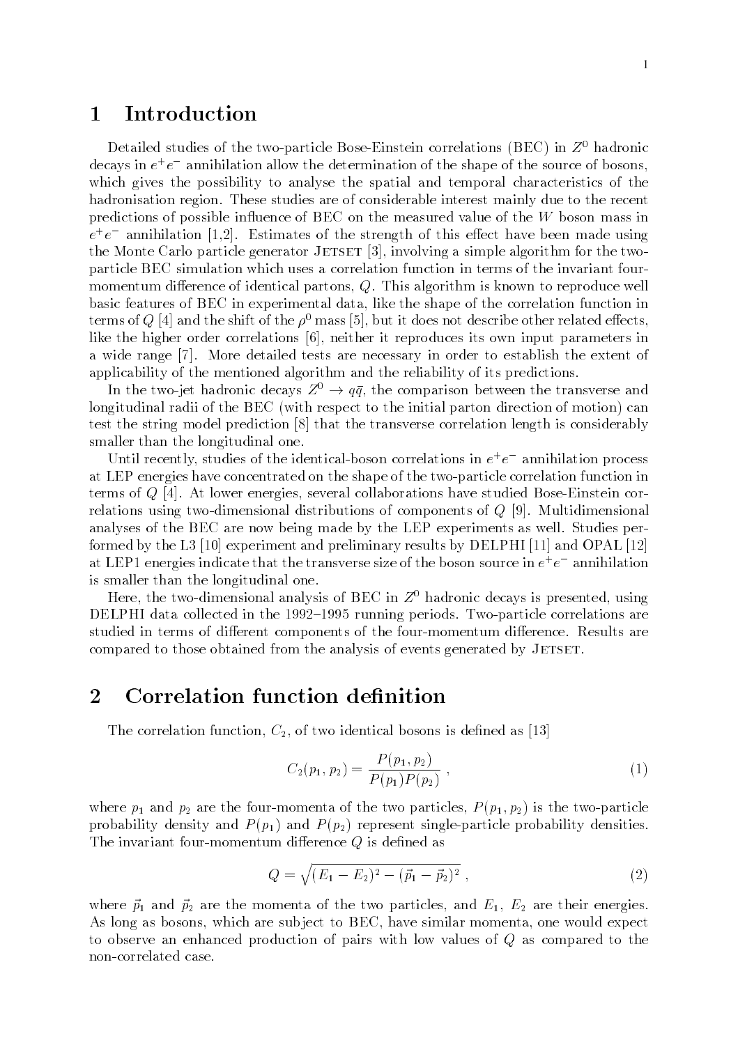# 1 Introduction

Detailed studies of the two-particle Bose-Einstein correlations (BEC) in $Z^0$ hadronic decays in $e^+e^-$ annihilation allow the determination of the shape of the source of bosons, which gives the possibility to analyse the spatial and temporal characteristics of the hadronisation region. These studies are of considerable interest mainly due to the recent predictions of possible influence of BEC on the measured value of the $W$ boson mass in $e^+e^-$ annihilation [1,2]. Estimates of the strength of this effect have been made using the Monte Carlo particle generator JETSET [3], involving a simple algorithm for the two-particle BEC simulation which uses a correlation function in terms of the invariant four-momentum difference of identical partons, $Q$. This algorithm is known to reproduce well basic features of BEC in experimental data, like the shape of the correlation function in terms of $Q$ [4] and the shift of the $\rho^0$ mass [5], but it does not describe other related effects, like the higher order correlations [6], neither it reproduces its own input parameters in a wide range [7]. More detailed tests are necessary in order to establish the extent of applicability of the mentioned algorithm and the reliability of its predictions.

In the two-jet hadronic decays $Z^0 \to q\bar{q}$, the comparison between the transverse and longitudinal radii of the BEC (with respect to the initial parton direction of motion) can test the string model prediction [8] that the transverse correlation length is considerably smaller than the longitudinal one.

Until recently, studies of the identical-boson correlations in $e^+e^-$ annihilation process at LEP energies have concentrated on the shape of the two-particle correlation function in terms of $Q$ [4]. At lower energies, several collaborations have studied Bose-Einstein correlations using two-dimensional distributions of components of $Q$ [9]. Multidimensional analyses of the BEC are now being made by the LEP experiments as well. Studies performed by the L3 [10] experiment and preliminary results by DELPHI [11] and OPAL [12] at LEP1 energies indicate that the transverse size of the boson source in $e^+e^-$ annihilation is smaller than the longitudinal one.

Here, the two-dimensional analysis of BEC in $Z^0$ hadronic decays is presented, using DELPHI data collected in the 1992–1995 running periods. Two-particle correlations are studied in terms of different components of the four-momentum difference. Results are compared to those obtained from the analysis of events generated by JETSET.

# 2 Correlation function definition

The correlation function, $C_2$, of two identical bosons is defined as [13]

$$C_2(p_1, p_2) = \frac{P(p_1, p_2)}{P(p_1)P(p_2)} , \tag{1}$$

where $p_1$ and $p_2$ are the four-momenta of the two particles, $P(p_1, p_2)$ is the two-particle probability density and $P(p_1)$ and $P(p_2)$ represent single-particle probability densities. The invariant four-momentum difference $Q$ is defined as

$$Q = \sqrt{(E_1 - E_2)^2 - (\vec{p}_1 - \vec{p}_2)^2} , \tag{2}$$

where $\vec{p}_1$ and $\vec{p}_2$ are the momenta of the two particles, and $E_1$, $E_2$ are their energies. As long as bosons, which are subject to BEC, have similar momenta, one would expect to observe an enhanced production of pairs with low values of $Q$ as compared to the non-correlated case.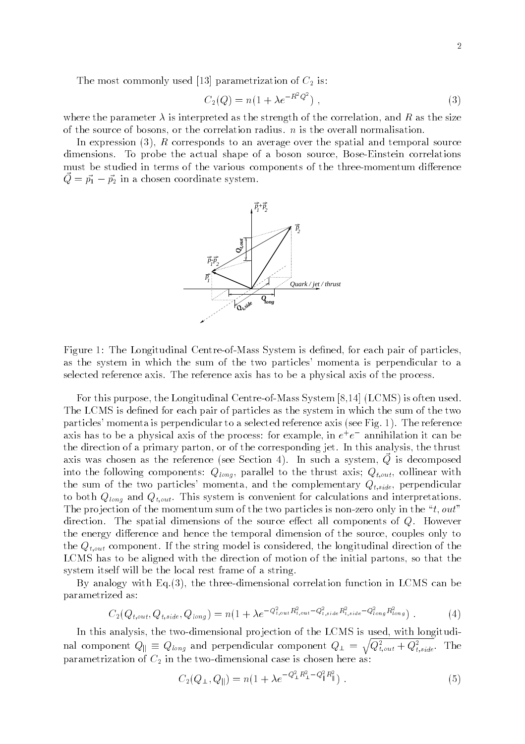The most commonly used [13] parametrization of $C_2$ is:

$$C_2(Q) = n(1 + \lambda e^{-R^2 Q^2}) , \tag{3}$$

where the parameter $\lambda$ is interpreted as the strength of the correlation, and $R$ as the size of the source of bosons, or the correlation radius. $n$ is the overall normalisation.

In expression (3), $R$ corresponds to an average over the spatial and temporal source dimensions. To probe the actual shape of a boson source, Bose-Einstein correlations must be studied in terms of the various components of the three-momentum difference $\vec{Q} = \vec{p_1} - \vec{p_2}$ in a chosen coordinate system.

Figure 1: The Longitudinal Centre-of-Mass System is defined, for each pair of particles, as the system in which the sum of the two particles' momenta is perpendicular to a selected reference axis. The reference axis has to be a physical axis of the process.

For this purpose, the Longitudinal Centre-of-Mass System [8,14] (LCMS) is often used. The LCMS is defined for each pair of particles as the system in which the sum of the two particles' momenta is perpendicular to a selected reference axis (see Fig. 1). The reference axis has to be a physical axis of the process: for example, in $e^+e^-$ annihilation it can be the direction of a primary parton, or of the corresponding jet. In this analysis, the thrust axis was chosen as the reference (see Section 4). In such a system, $\vec{Q}$ is decomposed into the following components: $Q_{long}$, parallel to the thrust axis; $Q_{t,out}$, collinear with the sum of the two particles' momenta, and the complementary $Q_{t,side}$, perpendicular to both $Q_{long}$ and $Q_{t,out}$. This system is convenient for calculations and interpretations. The projection of the momentum sum of the two particles is non-zero only in the "$t, out$" direction. The spatial dimensions of the source effect all components of $Q$. However the energy difference and hence the temporal dimension of the source, couples only to the $Q_{t,out}$ component. If the string model is considered, the longitudinal direction of the LCMS has to be aligned with the direction of motion of the initial partons, so that the system itself will be the local rest frame of a string.

By analogy with Eq.(3), the three-dimensional correlation function in LCMS can be parametrized as:

$$C_2(Q_{t,out}, Q_{t,side}, Q_{long}) = n(1 + \lambda e^{-Q_{t,out}^2 R_{t,out}^2 - Q_{t,side}^2 R_{t,side}^2 - Q_{long}^2 R_{long}^2}) . \tag{4}$$

In this analysis, the two-dimensional projection of the LCMS is used, with longitudinal component $Q_{\parallel} \equiv Q_{long}$ and perpendicular component $Q_{\perp} = \sqrt{Q_{t,out}^2 + Q_{t,side}^2}$. The parametrization of $C_2$ in the two-dimensional case is chosen here as:

$$C_2(Q_{\perp}, Q_{\parallel}) = n(1 + \lambda e^{-Q_{\perp}^2 R_{\perp}^2 - Q_{\parallel}^2 R_{\parallel}^2}) . \tag{5}$$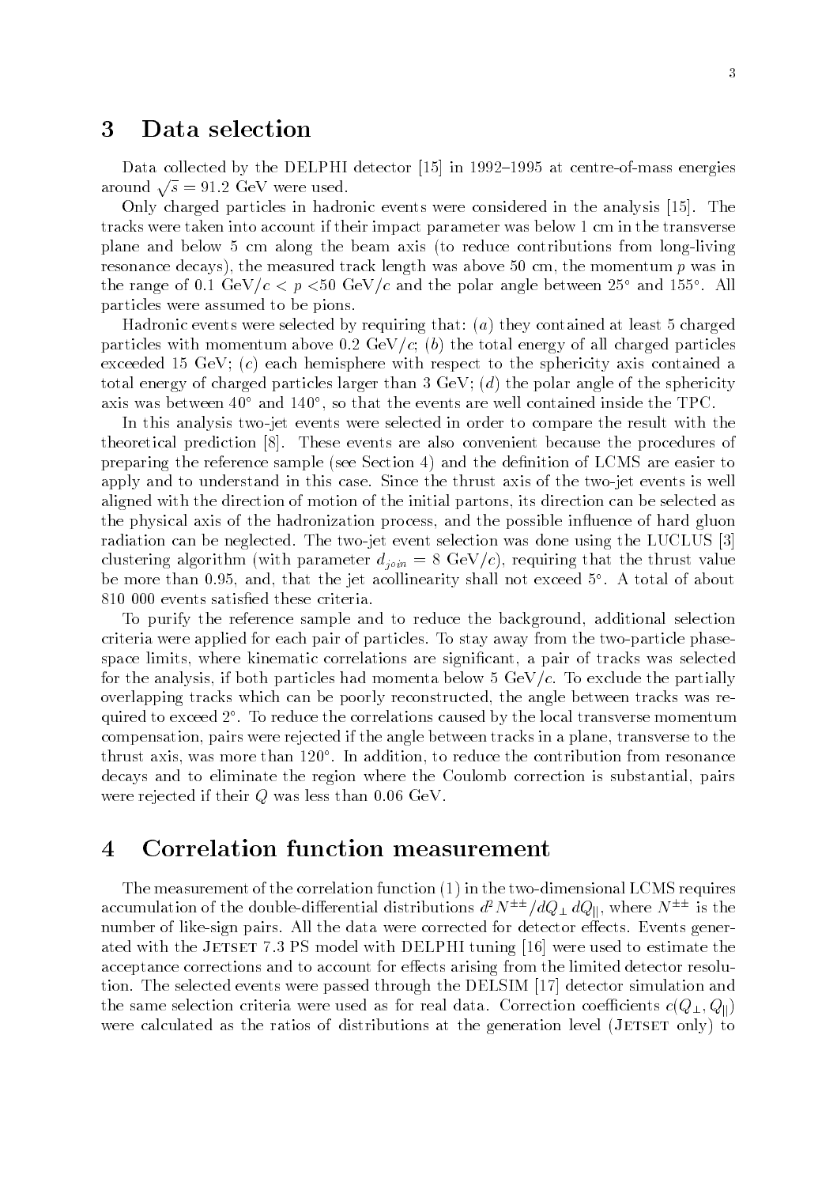# 3 Data selection

Data collected by the DELPHI detector [15] in 1992–1995 at centre-of-mass energies around $\sqrt{s} = 91.2$ GeV were used.

Only charged particles in hadronic events were considered in the analysis [15]. The tracks were taken into account if their impact parameter was below 1 cm in the transverse plane and below 5 cm along the beam axis (to reduce contributions from long-living resonance decays), the measured track length was above 50 cm, the momentum $p$ was in the range of 0.1 GeV/$c$ < $p$ <50 GeV/$c$ and the polar angle between 25° and 155°. All particles were assumed to be pions.

Hadronic events were selected by requiring that: ($a$) they contained at least 5 charged particles with momentum above 0.2 GeV/$c$; ($b$) the total energy of all charged particles exceeded 15 GeV; ($c$) each hemisphere with respect to the sphericity axis contained a total energy of charged particles larger than 3 GeV; ($d$) the polar angle of the sphericity axis was between 40° and 140°, so that the events are well contained inside the TPC.

In this analysis two-jet events were selected in order to compare the result with the theoretical prediction [8]. These events are also convenient because the procedures of preparing the reference sample (see Section 4) and the definition of LCMS are easier to apply and to understand in this case. Since the thrust axis of the two-jet events is well aligned with the direction of motion of the initial partons, its direction can be selected as the physical axis of the hadronization process, and the possible influence of hard gluon radiation can be neglected. The two-jet event selection was done using the LUCLUS [3] clustering algorithm (with parameter $d_{join} = 8$ GeV/$c$), requiring that the thrust value be more than 0.95, and, that the jet acollinearity shall not exceed 5°. A total of about 810 000 events satisfied these criteria.

To purify the reference sample and to reduce the background, additional selection criteria were applied for each pair of particles. To stay away from the two-particle phase-space limits, where kinematic correlations are significant, a pair of tracks was selected for the analysis, if both particles had momenta below 5 GeV/$c$. To exclude the partially overlapping tracks which can be poorly reconstructed, the angle between tracks was required to exceed 2°. To reduce the correlations caused by the local transverse momentum compensation, pairs were rejected if the angle between tracks in a plane, transverse to the thrust axis, was more than 120°. In addition, to reduce the contribution from resonance decays and to eliminate the region where the Coulomb correction is substantial, pairs were rejected if their $Q$ was less than 0.06 GeV.

# 4 Correlation function measurement

The measurement of the correlation function (1) in the two-dimensional LCMS requires accumulation of the double-differential distributions $d^2N^{\pm\pm}/dQ_\perp\, dQ_{||}$, where $N^{\pm\pm}$ is the number of like-sign pairs. All the data were corrected for detector effects. Events generated with the JETSET 7.3 PS model with DELPHI tuning [16] were used to estimate the acceptance corrections and to account for effects arising from the limited detector resolution. The selected events were passed through the DELSIM [17] detector simulation and the same selection criteria were used as for real data. Correction coefficients $c(Q_\perp, Q_{||})$ were calculated as the ratios of distributions at the generation level (JETSET only) to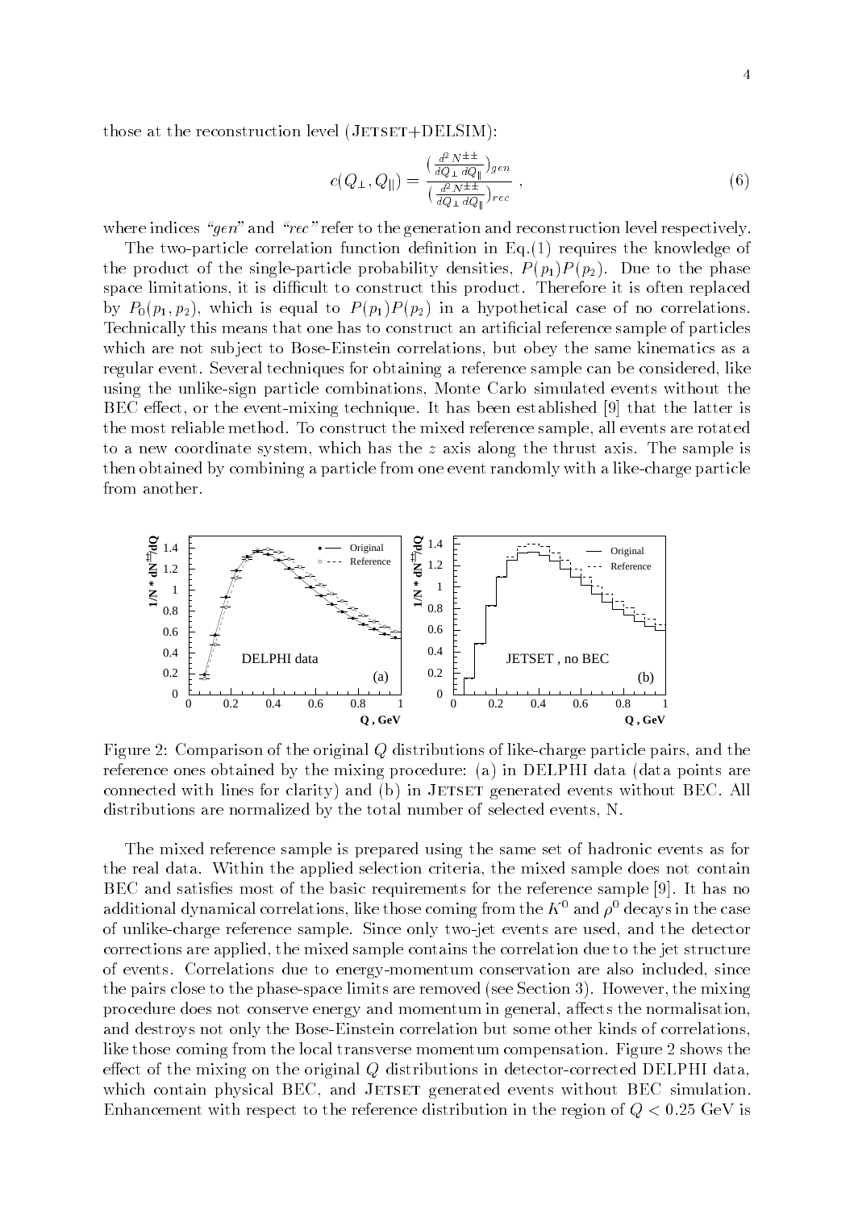those at the reconstruction level (JETSET+DELSIM):

$$c(Q_\perp, Q_\parallel) = \frac{(\frac{d^2 N^{\pm\pm}}{dQ_\perp\, dQ_\parallel})_{gen}}{(\frac{d^2 N^{\pm\pm}}{dQ_\perp\, dQ_\parallel})_{rec}} \,, \tag{6}$$

where indices *"gen"* and *"rec"* refer to the generation and reconstruction level respectively.

The two-particle correlation function definition in Eq.(1) requires the knowledge of the product of the single-particle probability densities, $P(p_1)P(p_2)$. Due to the phase space limitations, it is difficult to construct this product. Therefore it is often replaced by $P_0(p_1, p_2)$, which is equal to $P(p_1)P(p_2)$ in a hypothetical case of no correlations. Technically this means that one has to construct an artificial reference sample of particles which are not subject to Bose-Einstein correlations, but obey the same kinematics as a regular event. Several techniques for obtaining a reference sample can be considered, like using the unlike-sign particle combinations, Monte Carlo simulated events without the BEC effect, or the event-mixing technique. It has been established [9] that the latter is the most reliable method. To construct the mixed reference sample, all events are rotated to a new coordinate system, which has the $z$ axis along the thrust axis. The sample is then obtained by combining a particle from one event randomly with a like-charge particle from another.

Figure 2: Comparison of the original $Q$ distributions of like-charge particle pairs, and the reference ones obtained by the mixing procedure: (a) in DELPHI data (data points are connected with lines for clarity) and (b) in JETSET generated events without BEC. All distributions are normalized by the total number of selected events, N.

The mixed reference sample is prepared using the same set of hadronic events as for the real data. Within the applied selection criteria, the mixed sample does not contain BEC and satisfies most of the basic requirements for the reference sample [9]. It has no additional dynamical correlations, like those coming from the $K^0$ and $\rho^0$ decays in the case of unlike-charge reference sample. Since only two-jet events are used, and the detector corrections are applied, the mixed sample contains the correlation due to the jet structure of events. Correlations due to energy-momentum conservation are also included, since the pairs close to the phase-space limits are removed (see Section 3). However, the mixing procedure does not conserve energy and momentum in general, affects the normalisation, and destroys not only the Bose-Einstein correlation but some other kinds of correlations, like those coming from the local transverse momentum compensation. Figure 2 shows the effect of the mixing on the original $Q$ distributions in detector-corrected DELPHI data, which contain physical BEC, and JETSET generated events without BEC simulation. Enhancement with respect to the reference distribution in the region of $Q < 0.25$ GeV is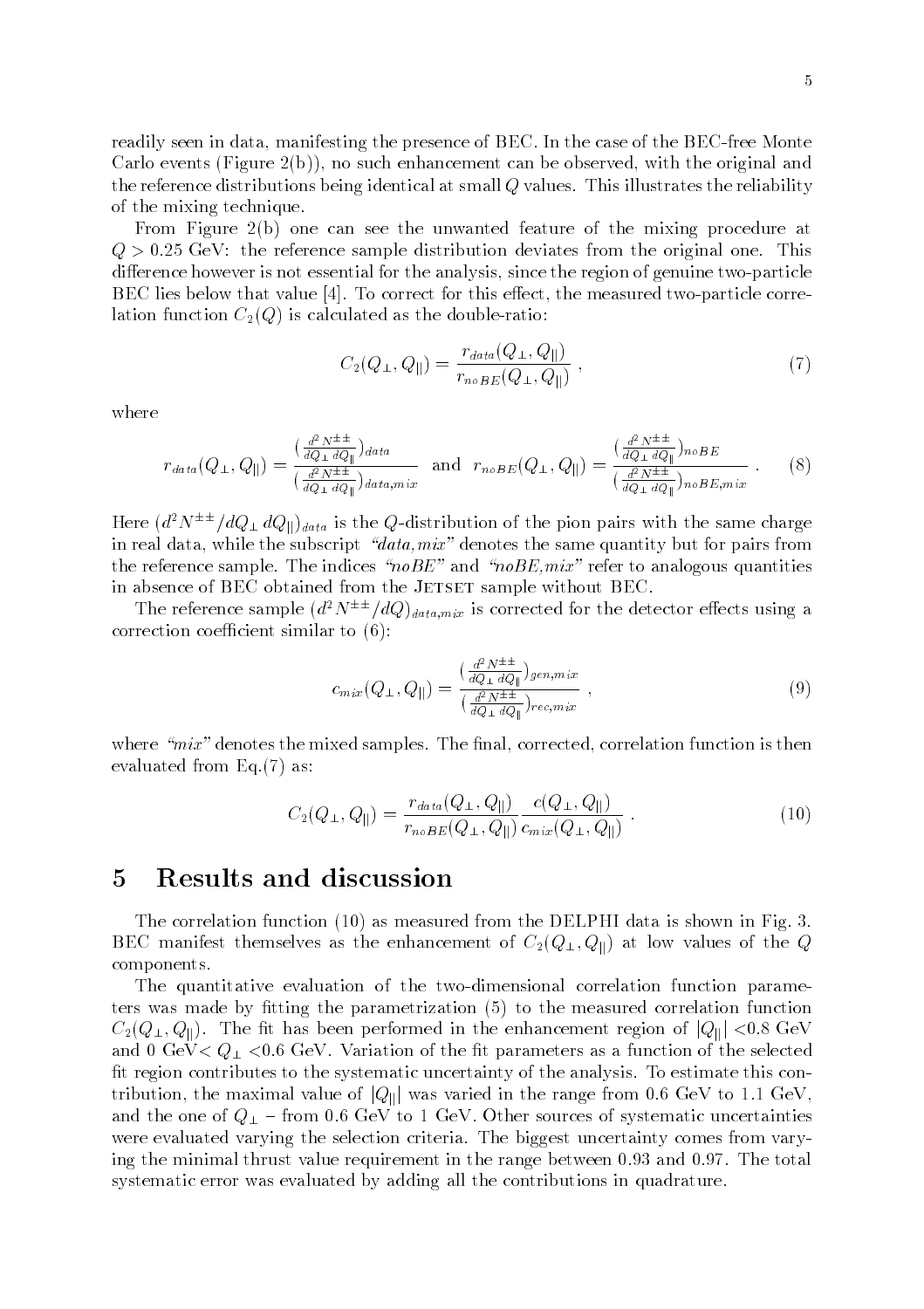readily seen in data, manifesting the presence of BEC. In the case of the BEC-free Monte Carlo events (Figure 2(b)), no such enhancement can be observed, with the original and the reference distributions being identical at small $Q$ values. This illustrates the reliability of the mixing technique.

From Figure 2(b) one can see the unwanted feature of the mixing procedure at $Q > 0.25$ GeV: the reference sample distribution deviates from the original one. This difference however is not essential for the analysis, since the region of genuine two-particle BEC lies below that value [4]. To correct for this effect, the measured two-particle correlation function $C_2(Q)$ is calculated as the double-ratio:

$$C_2(Q_\perp, Q_{||}) = \frac{r_{data}(Q_\perp, Q_{||})}{r_{noBE}(Q_\perp, Q_{||})} \; , \tag{7}$$

where

$$r_{data}(Q_\perp, Q_{||}) = \frac{(\frac{d^2N^{\pm\pm}}{dQ_\perp\, dQ_{||}})_{data}}{(\frac{d^2N^{\pm\pm}}{dQ_\perp\, dQ_{||}})_{data,mix}} \quad \text{and} \quad r_{noBE}(Q_\perp, Q_{||}) = \frac{(\frac{d^2N^{\pm\pm}}{dQ_\perp\, dQ_{||}})_{noBE}}{(\frac{d^2N^{\pm\pm}}{dQ_\perp\, dQ_{||}})_{noBE,mix}} \; . \tag{8}$$

Here $(d^2N^{\pm\pm}/dQ_\perp\, dQ_{||})_{data}$ is the $Q$-distribution of the pion pairs with the same charge in real data, while the subscript *"data,mix"* denotes the same quantity but for pairs from the reference sample. The indices *"noBE"* and *"noBE,mix"* refer to analogous quantities in absence of BEC obtained from the JETSET sample without BEC.

The reference sample $(d^2N^{\pm\pm}/dQ)_{data,mix}$ is corrected for the detector effects using a correction coefficient similar to (6):

$$c_{mix}(Q_\perp, Q_{||}) = \frac{(\frac{d^2N^{\pm\pm}}{dQ_\perp\, dQ_{||}})_{gen,mix}}{(\frac{d^2N^{\pm\pm}}{dQ_\perp\, dQ_{||}})_{rec,mix}} \; , \tag{9}$$

where *"mix"* denotes the mixed samples. The final, corrected, correlation function is then evaluated from Eq.(7) as:

$$C_2(Q_\perp, Q_{||}) = \frac{r_{data}(Q_\perp, Q_{||})}{r_{noBE}(Q_\perp, Q_{||})} \frac{c(Q_\perp, Q_{||})}{c_{mix}(Q_\perp, Q_{||})} \; . \tag{10}$$

# 5 Results and discussion

The correlation function (10) as measured from the DELPHI data is shown in Fig. 3. BEC manifest themselves as the enhancement of $C_2(Q_\perp, Q_{||})$ at low values of the $Q$ components.

The quantitative evaluation of the two-dimensional correlation function parameters was made by fitting the parametrization (5) to the measured correlation function $C_2(Q_\perp, Q_{||})$. The fit has been performed in the enhancement region of $|Q_{||}| <0.8$ GeV and 0 GeV$< Q_\perp <0.6$ GeV. Variation of the fit parameters as a function of the selected fit region contributes to the systematic uncertainty of the analysis. To estimate this contribution, the maximal value of $|Q_{||}|$ was varied in the range from 0.6 GeV to 1.1 GeV, and the one of $Q_\perp$ – from 0.6 GeV to 1 GeV. Other sources of systematic uncertainties were evaluated varying the selection criteria. The biggest uncertainty comes from varying the minimal thrust value requirement in the range between 0.93 and 0.97. The total systematic error was evaluated by adding all the contributions in quadrature.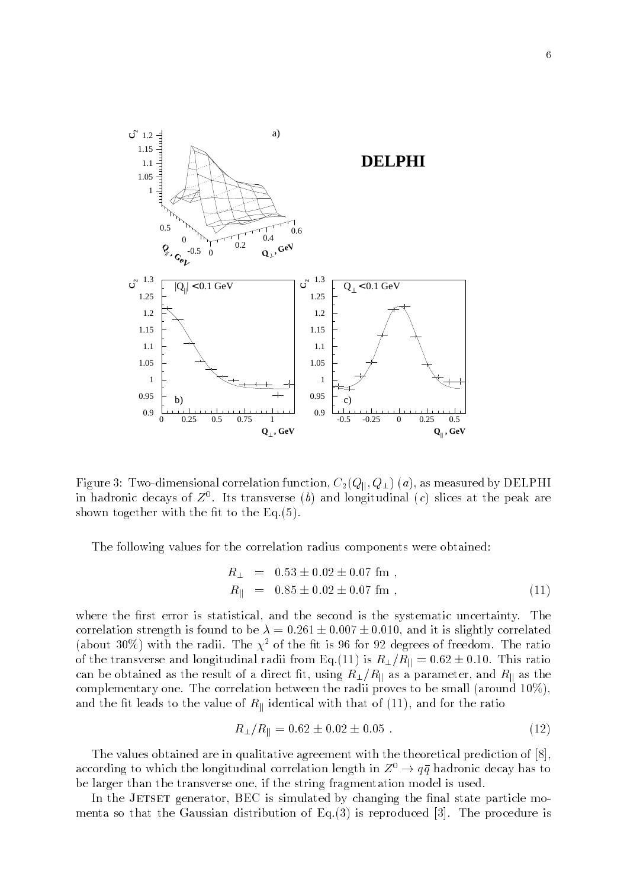Figure 3: Two-dimensional correlation function, $C_2(Q_{||}, Q_{\perp})$ $(a)$, as measured by DELPHI in hadronic decays of $Z^0$. Its transverse $(b)$ and longitudinal $(c)$ slices at the peak are shown together with the fit to the Eq.(5).

The following values for the correlation radius components were obtained:

$$
\begin{aligned}
R_{\perp} &= 0.53 \pm 0.02 \pm 0.07 \text{ fm} , \\
R_{||} &= 0.85 \pm 0.02 \pm 0.07 \text{ fm} ,
\end{aligned}
\tag{11}
$$

where the first error is statistical, and the second is the systematic uncertainty. The correlation strength is found to be $\lambda = 0.261 \pm 0.007 \pm 0.010$, and it is slightly correlated (about 30%) with the radii. The $\chi^2$ of the fit is 96 for 92 degrees of freedom. The ratio of the transverse and longitudinal radii from Eq.(11) is $R_{\perp}/R_{||} = 0.62 \pm 0.10$. This ratio can be obtained as the result of a direct fit, using $R_{\perp}/R_{||}$ as a parameter, and $R_{||}$ as the complementary one. The correlation between the radii proves to be small (around 10%), and the fit leads to the value of $R_{||}$ identical with that of (11), and for the ratio

$$
R_{\perp}/R_{||} = 0.62 \pm 0.02 \pm 0.05 \; . \tag{12}
$$

The values obtained are in qualitative agreement with the theoretical prediction of [8], according to which the longitudinal correlation length in $Z^0 \to q\bar{q}$ hadronic decay has to be larger than the transverse one, if the string fragmentation model is used.

In the Jetset generator, BEC is simulated by changing the final state particle momenta so that the Gaussian distribution of Eq.(3) is reproduced [3]. The procedure is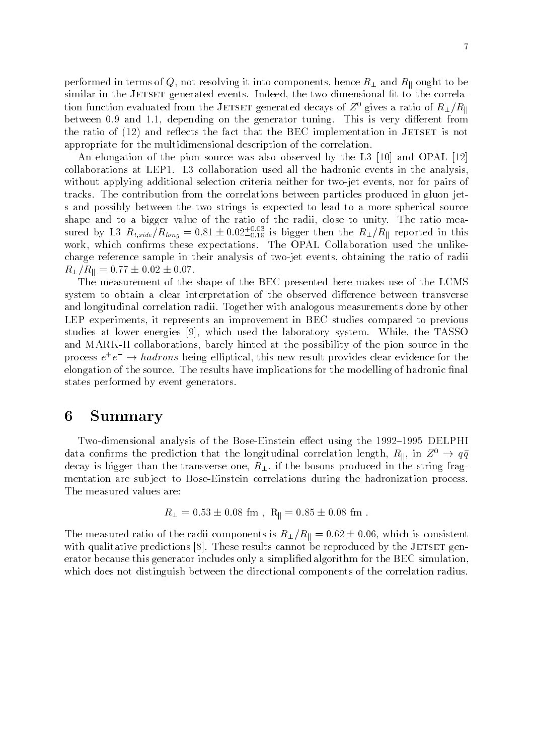performed in terms of $Q$, not resolving it into components, hence $R_\perp$ and $R_{||}$ ought to be similar in the JETSET generated events. Indeed, the two-dimensional fit to the correlation function evaluated from the JETSET generated decays of $Z^0$ gives a ratio of $R_\perp/R_{||}$ between 0.9 and 1.1, depending on the generator tuning. This is very different from the ratio of (12) and reflects the fact that the BEC implementation in JETSET is not appropriate for the multidimensional description of the correlation.

An elongation of the pion source was also observed by the L3 [10] and OPAL [12] collaborations at LEP1. L3 collaboration used all the hadronic events in the analysis, without applying additional selection criteria neither for two-jet events, nor for pairs of tracks. The contribution from the correlations between particles produced in gluon jets and possibly between the two strings is expected to lead to a more spherical source shape and to a bigger value of the ratio of the radii, close to unity. The ratio measured by L3 $R_{t,side}/R_{long} = 0.81 \pm 0.02^{+0.03}_{-0.19}$ is bigger then the $R_\perp/R_{||}$ reported in this work, which confirms these expectations. The OPAL Collaboration used the unlike-charge reference sample in their analysis of two-jet events, obtaining the ratio of radii $R_\perp/R_{||} = 0.77 \pm 0.02 \pm 0.07$.

The measurement of the shape of the BEC presented here makes use of the LCMS system to obtain a clear interpretation of the observed difference between transverse and longitudinal correlation radii. Together with analogous measurements done by other LEP experiments, it represents an improvement in BEC studies compared to previous studies at lower energies [9], which used the laboratory system. While, the TASSO and MARK-II collaborations, barely hinted at the possibility of the pion source in the process $e^+e^- \rightarrow hadrons$ being elliptical, this new result provides clear evidence for the elongation of the source. The results have implications for the modelling of hadronic final states performed by event generators.

# 6 Summary

Two-dimensional analysis of the Bose-Einstein effect using the 1992–1995 DELPHI data confirms the prediction that the longitudinal correlation length, $R_{||}$, in $Z^0 \rightarrow q\bar{q}$ decay is bigger than the transverse one, $R_\perp$, if the bosons produced in the string fragmentation are subject to Bose-Einstein correlations during the hadronization process. The measured values are:

$$R_\perp = 0.53 \pm 0.08 \text{ fm}, \ \mathrm{R}_{||} = 0.85 \pm 0.08 \text{ fm}.$$

The measured ratio of the radii components is $R_\perp/R_{||} = 0.62 \pm 0.06$, which is consistent with qualitative predictions [8]. These results cannot be reproduced by the JETSET generator because this generator includes only a simplified algorithm for the BEC simulation, which does not distinguish between the directional components of the correlation radius.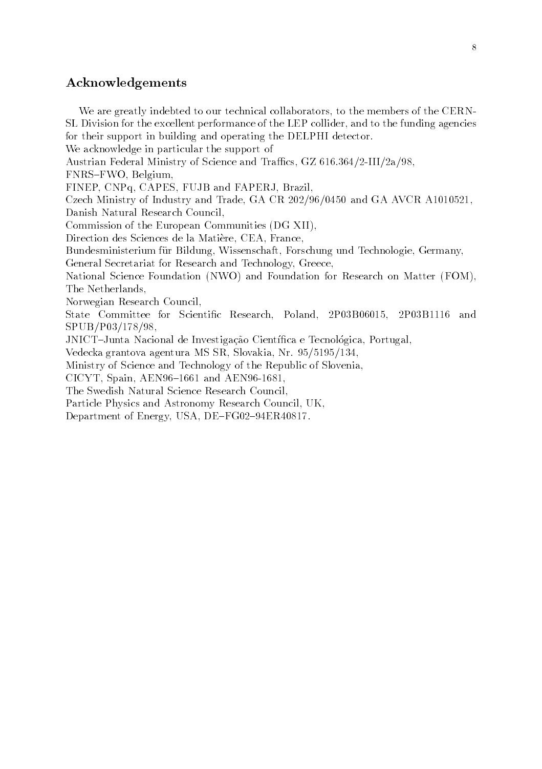## Acknowledgements

We are greatly indebted to our technical collaborators, to the members of the CERN-SL Division for the excellent performance of the LEP collider, and to the funding agencies for their support in building and operating the DELPHI detector.
We acknowledge in particular the support of
Austrian Federal Ministry of Science and Traffics, GZ 616.364/2-III/2a/98,
FNRS–FWO, Belgium,
FINEP, CNPq, CAPES, FUJB and FAPERJ, Brazil,
Czech Ministry of Industry and Trade, GA CR 202/96/0450 and GA AVCR A1010521,
Danish Natural Research Council,
Commission of the European Communities (DG XII),
Direction des Sciences de la Matière, CEA, France,
Bundesministerium für Bildung, Wissenschaft, Forschung und Technologie, Germany,
General Secretariat for Research and Technology, Greece,
National Science Foundation (NWO) and Foundation for Research on Matter (FOM), The Netherlands,
Norwegian Research Council,
State Committee for Scientific Research, Poland, 2P03B06015, 2P03B1116 and SPUB/P03/178/98,
JNICT–Junta Nacional de Investigação Científica e Tecnológica, Portugal,
Vedecka grantova agentura MS SR, Slovakia, Nr. 95/5195/134,
Ministry of Science and Technology of the Republic of Slovenia,
CICYT, Spain, AEN96–1661 and AEN96-1681,
The Swedish Natural Science Research Council,
Particle Physics and Astronomy Research Council, UK,
Department of Energy, USA, DE–FG02–94ER40817.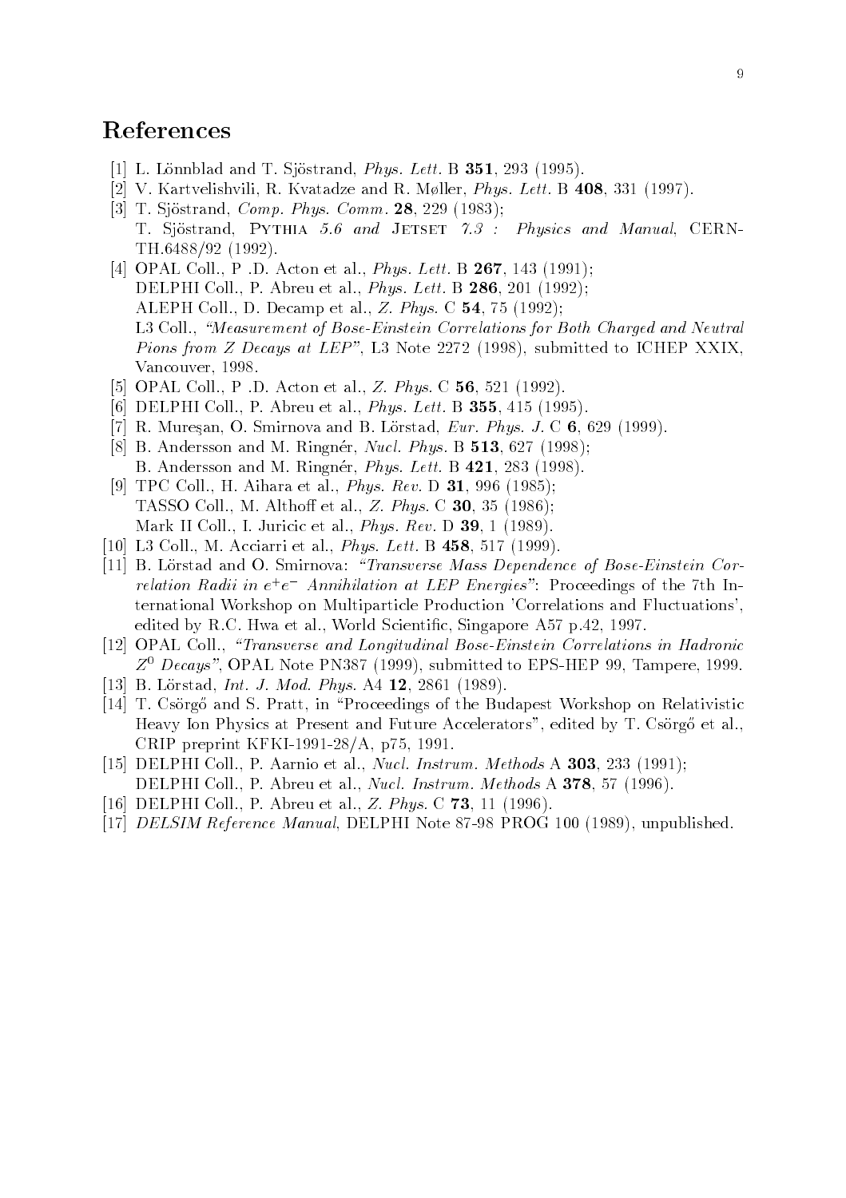# References

[1] L. Lönnblad and T. Sjöstrand, *Phys. Lett.* B **351**, 293 (1995).

[2] V. Kartvelishvili, R. Kvatadze and R. Møller, *Phys. Lett.* B **408**, 331 (1997).

[3] T. Sjöstrand, *Comp. Phys. Comm.* **28**, 229 (1983);
T. Sjöstrand, Pythia *5.6 and* Jetset *7.3 : Physics and Manual*, CERN-TH.6488/92 (1992).

[4] OPAL Coll., P .D. Acton et al., *Phys. Lett.* B **267**, 143 (1991);
DELPHI Coll., P. Abreu et al., *Phys. Lett.* B **286**, 201 (1992);
ALEPH Coll., D. Decamp et al., *Z. Phys.* C **54**, 75 (1992);
L3 Coll., *"Measurement of Bose-Einstein Correlations for Both Charged and Neutral Pions from Z Decays at LEP"*, L3 Note 2272 (1998), submitted to ICHEP XXIX, Vancouver, 1998.

[5] OPAL Coll., P .D. Acton et al., *Z. Phys.* C **56**, 521 (1992).

[6] DELPHI Coll., P. Abreu et al., *Phys. Lett.* B **355**, 415 (1995).

[7] R. Mureşan, O. Smirnova and B. Lörstad, *Eur. Phys. J.* C **6**, 629 (1999).

[8] B. Andersson and M. Ringnér, *Nucl. Phys.* B **513**, 627 (1998);
B. Andersson and M. Ringnér, *Phys. Lett.* B **421**, 283 (1998).

[9] TPC Coll., H. Aihara et al., *Phys. Rev.* D **31**, 996 (1985);
TASSO Coll., M. Althoff et al., *Z. Phys.* C **30**, 35 (1986);
Mark II Coll., I. Juricic et al., *Phys. Rev.* D **39**, 1 (1989).

[10] L3 Coll., M. Acciarri et al., *Phys. Lett.* B **458**, 517 (1999).

[11] B. Lörstad and O. Smirnova: *"Transverse Mass Dependence of Bose-Einstein Correlation Radii in $e^+e^-$ Annihilation at LEP Energies"*: Proceedings of the 7th International Workshop on Multiparticle Production 'Correlations and Fluctuations', edited by R.C. Hwa et al., World Scientific, Singapore A57 p.42, 1997.

[12] OPAL Coll., *"Transverse and Longitudinal Bose-Einstein Correlations in Hadronic $Z^0$ Decays"*, OPAL Note PN387 (1999), submitted to EPS-HEP 99, Tampere, 1999.

[13] B. Lörstad, *Int. J. Mod. Phys.* A4 **12**, 2861 (1989).

[14] T. Csörgő and S. Pratt, in "Proceedings of the Budapest Workshop on Relativistic Heavy Ion Physics at Present and Future Accelerators", edited by T. Csörgő et al., CRIP preprint KFKI-1991-28/A, p75, 1991.

[15] DELPHI Coll., P. Aarnio et al., *Nucl. Instrum. Methods* A **303**, 233 (1991);
DELPHI Coll., P. Abreu et al., *Nucl. Instrum. Methods* A **378**, 57 (1996).

[16] DELPHI Coll., P. Abreu et al., *Z. Phys.* C **73**, 11 (1996).

[17] *DELSIM Reference Manual*, DELPHI Note 87-98 PROG 100 (1989), unpublished.